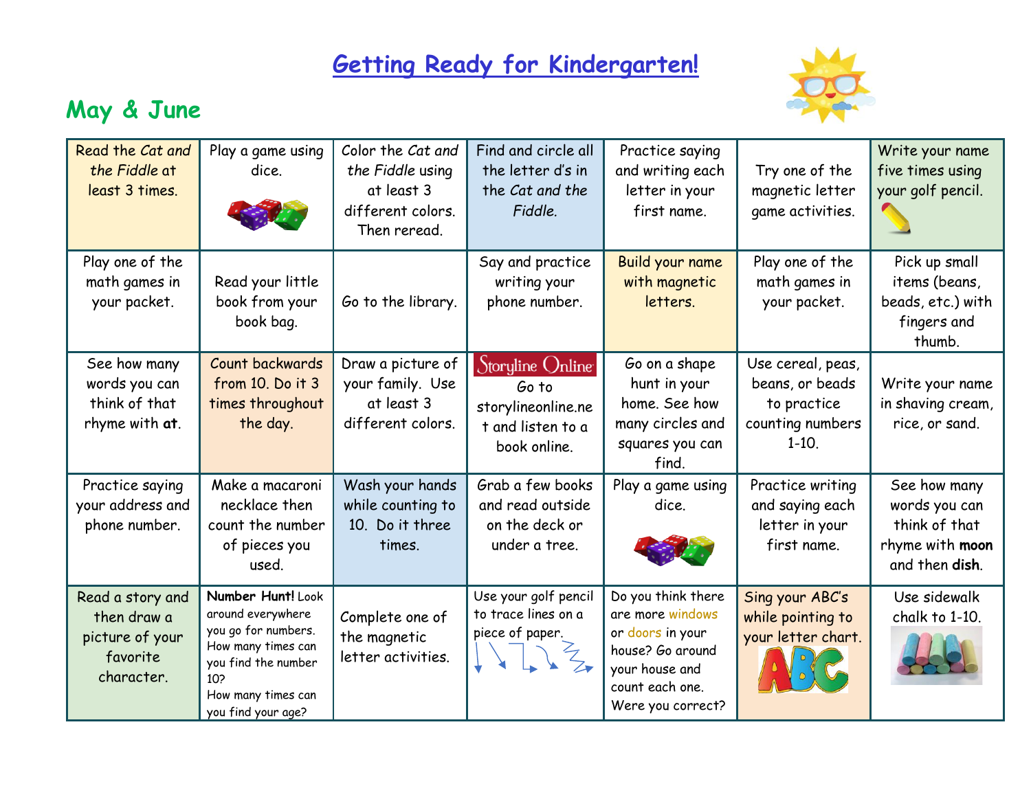# Getting Ready for Kindergarten!

## May & June

| | | | | | | |
|---|---|---|---|---|---|---|
| Read the *Cat and the Fiddle* at least 3 times. | Play a game using dice. | Color the *Cat and the Fiddle* using at least 3 different colors. Then reread. | Find and circle all the letter d's in the *Cat and the Fiddle.* | Practice saying and writing each letter in your first name. | Try one of the magnetic letter game activities. | Write your name five times using your golf pencil. |
| Play one of the math games in your packet. | Read your little book from your book bag. | Go to the library. | Say and practice writing your phone number. | Build your name with magnetic letters. | Play one of the math games in your packet. | Pick up small items (beans, beads, etc.) with fingers and thumb. |
| See how many words you can think of that rhyme with **at**. | Count backwards from 10. Do it 3 times throughout the day. | Draw a picture of your family. Use at least 3 different colors. | Storyline Online Go to storylineonline.net and listen to a book online. | Go on a shape hunt in your home. See how many circles and squares you can find. | Use cereal, peas, beans, or beads to practice counting numbers 1-10. | Write your name in shaving cream, rice, or sand. |
| Practice saying your address and phone number. | Make a macaroni necklace then count the number of pieces you used. | Wash your hands while counting to 10. Do it three times. | Grab a few books and read outside on the deck or under a tree. | Play a game using dice. | Practice writing and saying each letter in your first name. | See how many words you can think of that rhyme with **moon** and then **dish**. |
| Read a story and then draw a picture of your favorite character. | **Number Hunt!** Look around everywhere you go for numbers. How many times can you find the number 10? How many times can you find your age? | Complete one of the magnetic letter activities. | Use your golf pencil to trace lines on a piece of paper. | Do you think there are more windows or doors in your house? Go around your house and count each one. Were you correct? | Sing your ABC's while pointing to your letter chart. | Use sidewalk chalk to 1-10. |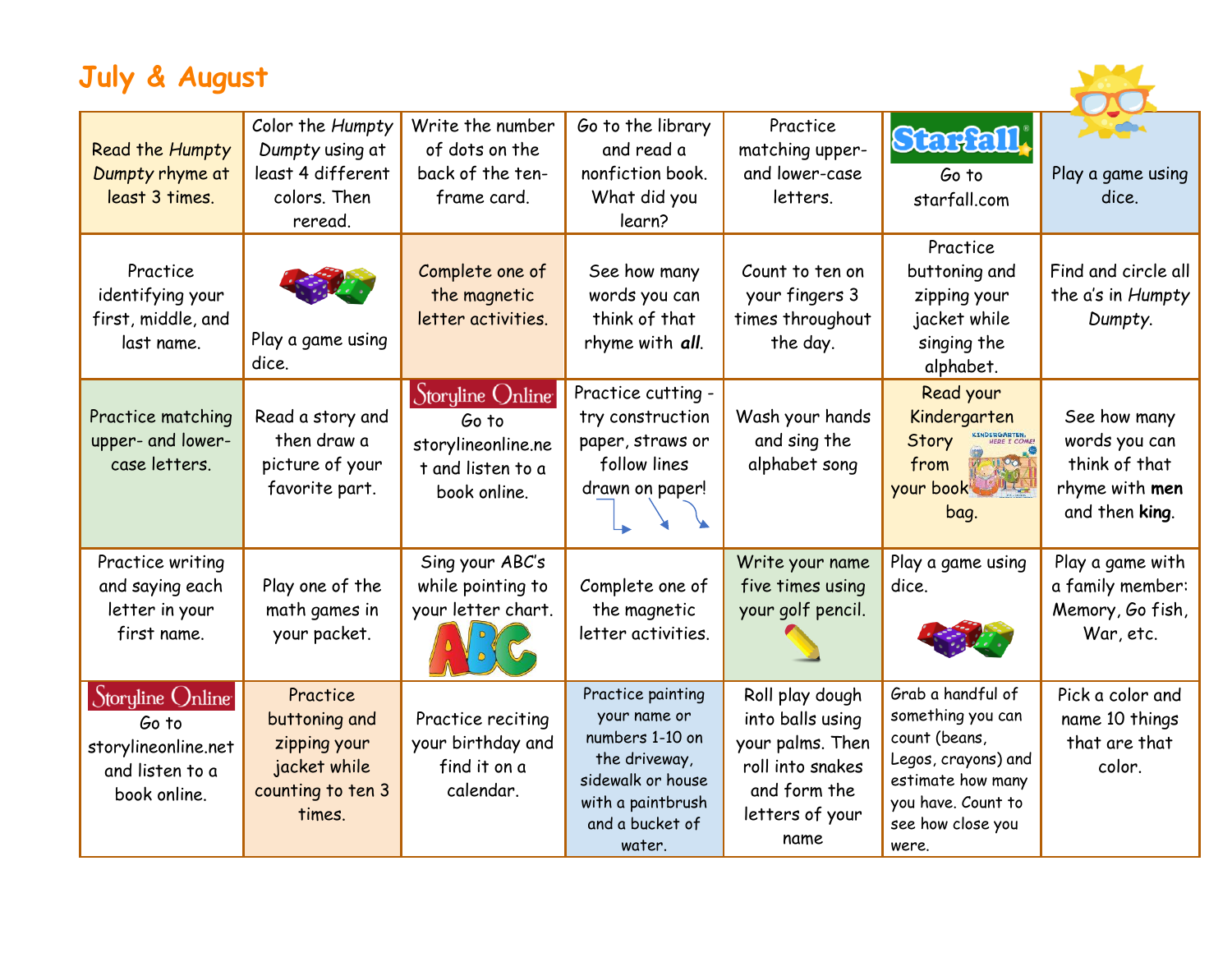# July & August

| | | | | | | |
|---|---|---|---|---|---|---|
| Read the *Humpty Dumpty* rhyme at least 3 times. | Color the *Humpty Dumpty* using at least 4 different colors. Then reread. | Write the number of dots on the back of the ten-frame card. | Go to the library and read a nonfiction book. What did you learn? | Practice matching upper- and lower-case letters. | Starfall Go to starfall.com | Play a game using dice. |
| Practice identifying your first, middle, and last name. | Play a game using dice. | Complete one of the magnetic letter activities. | See how many words you can think of that rhyme with ***all***. | Count to ten on your fingers 3 times throughout the day. | Practice buttoning and zipping your jacket while singing the alphabet. | Find and circle all the a's in *Humpty Dumpty*. |
| Practice matching upper- and lower-case letters. | Read a story and then draw a picture of your favorite part. | Storyline Online Go to storylineonline.net and listen to a book online. | Practice cutting - try construction paper, straws or follow lines drawn on paper! | Wash your hands and sing the alphabet song | Read your Kindergarten Story from your book bag. | See how many words you can think of that rhyme with **men** and then **king**. |
| Practice writing and saying each letter in your first name. | Play one of the math games in your packet. | Sing your ABC's while pointing to your letter chart. | Complete one of the magnetic letter activities. | Write your name five times using your golf pencil. | Play a game using dice. | Play a game with a family member: Memory, Go fish, War, etc. |
| Storyline Online Go to storylineonline.net and listen to a book online. | Practice buttoning and zipping your jacket while counting to ten 3 times. | Practice reciting your birthday and find it on a calendar. | Practice painting your name or numbers 1-10 on the driveway, sidewalk or house with a paintbrush and a bucket of water. | Roll play dough into balls using your palms. Then roll into snakes and form the letters of your name | Grab a handful of something you can count (beans, Legos, crayons) and estimate how many you have. Count to see how close you were. | Pick a color and name 10 things that are that color. |